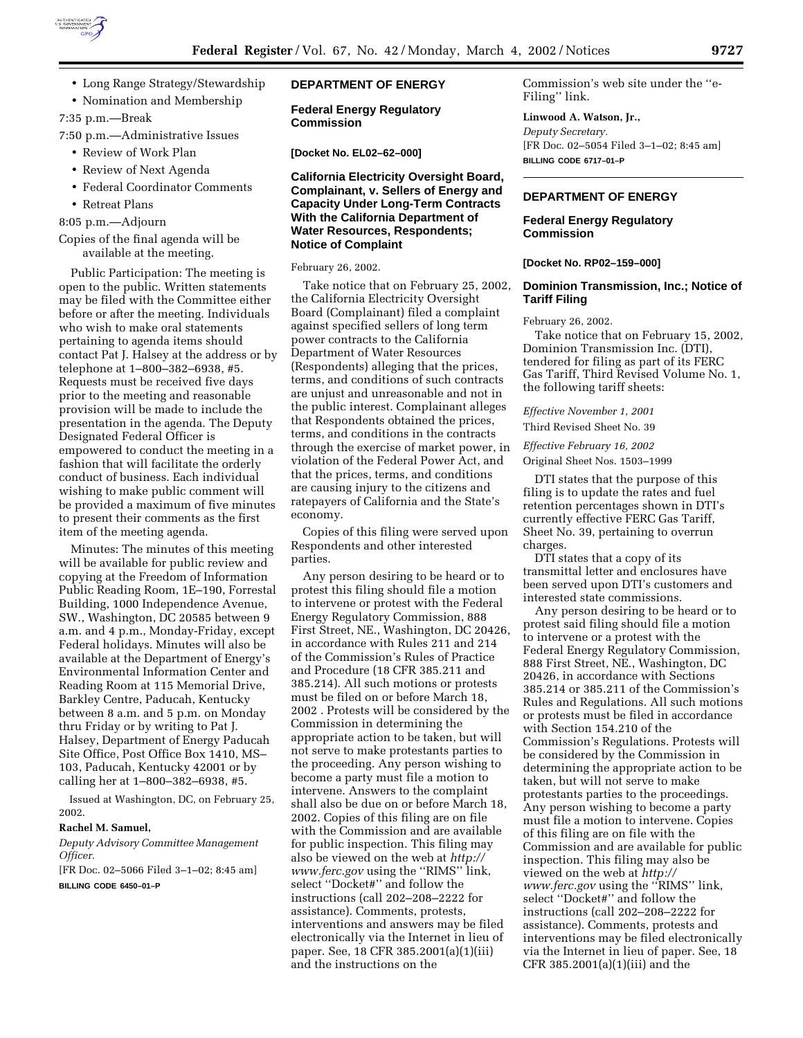- Long Range Strategy/Stewardship
- Nomination and Membership

7:35 p.m.—Break

7:50 p.m.—Administrative Issues

- Review of Work Plan
- Review of Next Agenda
- Federal Coordinator Comments
- Retreat Plans

8:05 p.m.—Adjourn

Copies of the final agenda will be available at the meeting.

Public Participation: The meeting is open to the public. Written statements may be filed with the Committee either before or after the meeting. Individuals who wish to make oral statements pertaining to agenda items should contact Pat J. Halsey at the address or by telephone at 1–800–382–6938, #5. Requests must be received five days prior to the meeting and reasonable provision will be made to include the presentation in the agenda. The Deputy Designated Federal Officer is empowered to conduct the meeting in a fashion that will facilitate the orderly conduct of business. Each individual wishing to make public comment will be provided a maximum of five minutes to present their comments as the first item of the meeting agenda.

Minutes: The minutes of this meeting will be available for public review and copying at the Freedom of Information Public Reading Room, 1E–190, Forrestal Building, 1000 Independence Avenue, SW., Washington, DC 20585 between 9 a.m. and 4 p.m., Monday-Friday, except Federal holidays. Minutes will also be available at the Department of Energy's Environmental Information Center and Reading Room at 115 Memorial Drive, Barkley Centre, Paducah, Kentucky between 8 a.m. and 5 p.m. on Monday thru Friday or by writing to Pat J. Halsey, Department of Energy Paducah Site Office, Post Office Box 1410, MS–103, Paducah, Kentucky 42001 or by calling her at 1–800–382–6938, #5.

Issued at Washington, DC, on February 25, 2002.

**Rachel M. Samuel,**

*Deputy Advisory Committee Management Officer.*

[FR Doc. 02–5066 Filed 3–1–02; 8:45 am]

**BILLING CODE 6450–01–P**

## DEPARTMENT OF ENERGY

### Federal Energy Regulatory Commission

**[Docket No. EL02–62–000]**

### California Electricity Oversight Board, Complainant, v. Sellers of Energy and Capacity Under Long-Term Contracts With the California Department of Water Resources, Respondents; Notice of Complaint

February 26, 2002.

Take notice that on February 25, 2002, the California Electricity Oversight Board (Complainant) filed a complaint against specified sellers of long term power contracts to the California Department of Water Resources (Respondents) alleging that the prices, terms, and conditions of such contracts are unjust and unreasonable and not in the public interest. Complainant alleges that Respondents obtained the prices, terms, and conditions in the contracts through the exercise of market power, in violation of the Federal Power Act, and that the prices, terms, and conditions are causing injury to the citizens and ratepayers of California and the State's economy.

Copies of this filing were served upon Respondents and other interested parties.

Any person desiring to be heard or to protest this filing should file a motion to intervene or protest with the Federal Energy Regulatory Commission, 888 First Street, NE., Washington, DC 20426, in accordance with Rules 211 and 214 of the Commission's Rules of Practice and Procedure (18 CFR 385.211 and 385.214). All such motions or protests must be filed on or before March 18, 2002 . Protests will be considered by the Commission in determining the appropriate action to be taken, but will not serve to make protestants parties to the proceeding. Any person wishing to become a party must file a motion to intervene. Answers to the complaint shall also be due on or before March 18, 2002. Copies of this filing are on file with the Commission and are available for public inspection. This filing may also be viewed on the web at *http://www.ferc.gov* using the ''RIMS'' link, select ''Docket#'' and follow the instructions (call 202–208–2222 for assistance). Comments, protests, interventions and answers may be filed electronically via the Internet in lieu of paper. See, 18 CFR 385.2001(a)(1)(iii) and the instructions on the Commission's web site under the ''e-Filing'' link.

**Linwood A. Watson, Jr.,**

*Deputy Secretary.*

[FR Doc. 02–5054 Filed 3–1–02; 8:45 am]

**BILLING CODE 6717–01–P**

## DEPARTMENT OF ENERGY

### Federal Energy Regulatory Commission

**[Docket No. RP02–159–000]**

### Dominion Transmission, Inc.; Notice of Tariff Filing

February 26, 2002.

Take notice that on February 15, 2002, Dominion Transmission Inc. (DTI), tendered for filing as part of its FERC Gas Tariff, Third Revised Volume No. 1, the following tariff sheets:

*Effective November 1, 2001*

Third Revised Sheet No. 39

*Effective February 16, 2002*

Original Sheet Nos. 1503–1999

DTI states that the purpose of this filing is to update the rates and fuel retention percentages shown in DTI's currently effective FERC Gas Tariff, Sheet No. 39, pertaining to overrun charges.

DTI states that a copy of its transmittal letter and enclosures have been served upon DTI's customers and interested state commissions.

Any person desiring to be heard or to protest said filing should file a motion to intervene or a protest with the Federal Energy Regulatory Commission, 888 First Street, NE., Washington, DC 20426, in accordance with Sections 385.214 or 385.211 of the Commission's Rules and Regulations. All such motions or protests must be filed in accordance with Section 154.210 of the Commission's Regulations. Protests will be considered by the Commission in determining the appropriate action to be taken, but will not serve to make protestants parties to the proceedings. Any person wishing to become a party must file a motion to intervene. Copies of this filing are on file with the Commission and are available for public inspection. This filing may also be viewed on the web at *http://www.ferc.gov* using the ''RIMS'' link, select ''Docket#'' and follow the instructions (call 202–208–2222 for assistance). Comments, protests and interventions may be filed electronically via the Internet in lieu of paper. See, 18 CFR 385.2001(a)(1)(iii) and the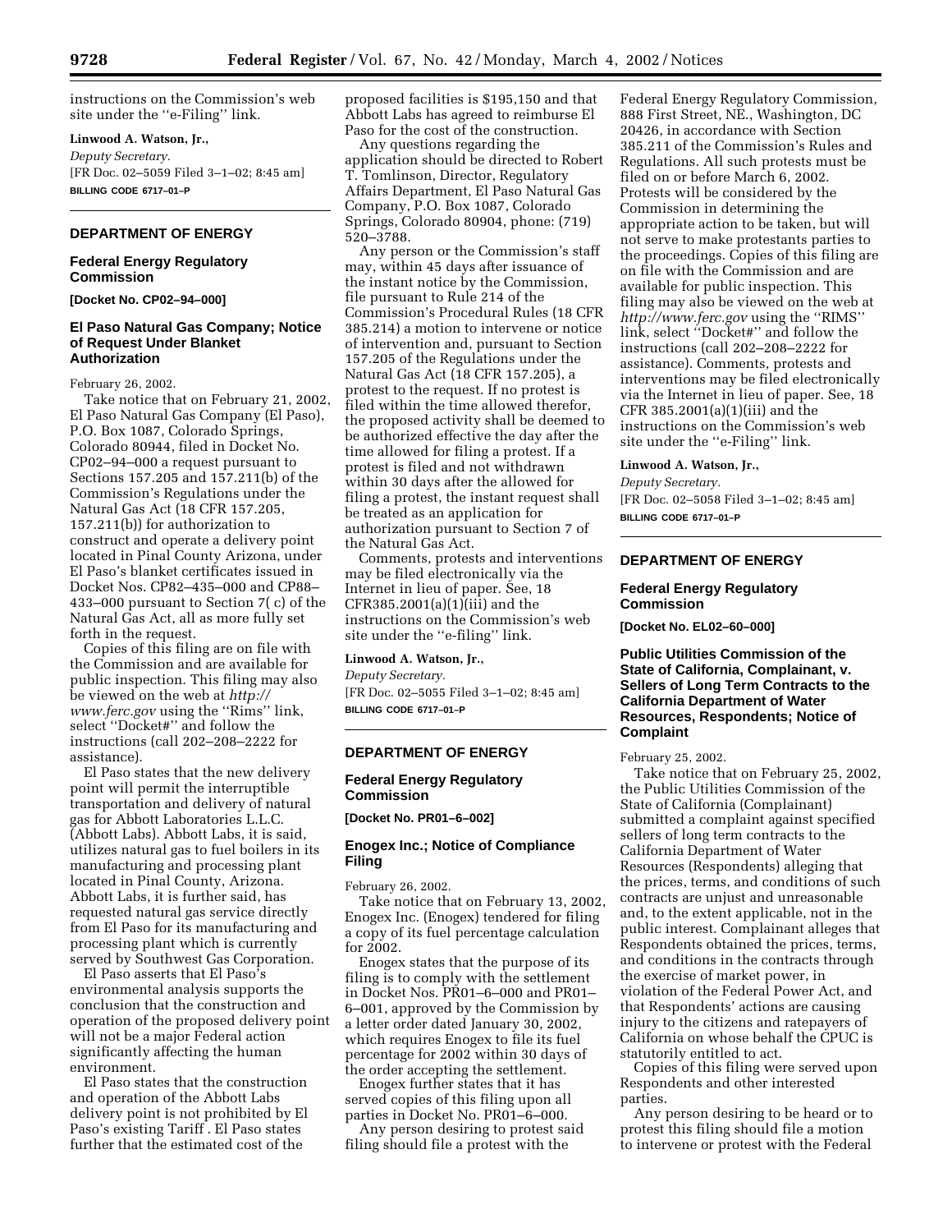instructions on the Commission's web site under the ''e-Filing'' link.

**Linwood A. Watson, Jr.,**

*Deputy Secretary.*

[FR Doc. 02–5059 Filed 3–1–02; 8:45 am]

**BILLING CODE 6717–01–P**

## DEPARTMENT OF ENERGY

### Federal Energy Regulatory Commission

**[Docket No. CP02–94–000]**

### El Paso Natural Gas Company; Notice of Request Under Blanket Authorization

February 26, 2002.

Take notice that on February 21, 2002, El Paso Natural Gas Company (El Paso), P.O. Box 1087, Colorado Springs, Colorado 80944, filed in Docket No. CP02–94–000 a request pursuant to Sections 157.205 and 157.211(b) of the Commission's Regulations under the Natural Gas Act (18 CFR 157.205, 157.211(b)) for authorization to construct and operate a delivery point located in Pinal County Arizona, under El Paso's blanket certificates issued in Docket Nos. CP82–435–000 and CP88–433–000 pursuant to Section 7( c) of the Natural Gas Act, all as more fully set forth in the request.

Copies of this filing are on file with the Commission and are available for public inspection. This filing may also be viewed on the web at *http://www.ferc.gov* using the ''Rims'' link, select ''Docket#'' and follow the instructions (call 202–208–2222 for assistance).

El Paso states that the new delivery point will permit the interruptible transportation and delivery of natural gas for Abbott Laboratories L.L.C. (Abbott Labs). Abbott Labs, it is said, utilizes natural gas to fuel boilers in its manufacturing and processing plant located in Pinal County, Arizona. Abbott Labs, it is further said, has requested natural gas service directly from El Paso for its manufacturing and processing plant which is currently served by Southwest Gas Corporation.

El Paso asserts that El Paso's environmental analysis supports the conclusion that the construction and operation of the proposed delivery point will not be a major Federal action significantly affecting the human environment.

El Paso states that the construction and operation of the Abbott Labs delivery point is not prohibited by El Paso's existing Tariff . El Paso states further that the estimated cost of the proposed facilities is $195,150 and that Abbott Labs has agreed to reimburse El Paso for the cost of the construction.

Any questions regarding the application should be directed to Robert T. Tomlinson, Director, Regulatory Affairs Department, El Paso Natural Gas Company, P.O. Box 1087, Colorado Springs, Colorado 80904, phone: (719) 520–3788.

Any person or the Commission's staff may, within 45 days after issuance of the instant notice by the Commission, file pursuant to Rule 214 of the Commission's Procedural Rules (18 CFR 385.214) a motion to intervene or notice of intervention and, pursuant to Section 157.205 of the Regulations under the Natural Gas Act (18 CFR 157.205), a protest to the request. If no protest is filed within the time allowed therefor, the proposed activity shall be deemed to be authorized effective the day after the time allowed for filing a protest. If a protest is filed and not withdrawn within 30 days after the allowed for filing a protest, the instant request shall be treated as an application for authorization pursuant to Section 7 of the Natural Gas Act.

Comments, protests and interventions may be filed electronically via the Internet in lieu of paper. See, 18 CFR385.2001(a)(1)(iii) and the instructions on the Commission's web site under the ''e-filing'' link.

**Linwood A. Watson, Jr.,**

*Deputy Secretary.*

[FR Doc. 02–5055 Filed 3–1–02; 8:45 am]

**BILLING CODE 6717–01–P**

## DEPARTMENT OF ENERGY

### Federal Energy Regulatory Commission

**[Docket No. PR01–6–002]**

### Enogex Inc.; Notice of Compliance Filing

February 26, 2002.

Take notice that on February 13, 2002, Enogex Inc. (Enogex) tendered for filing a copy of its fuel percentage calculation for 2002.

Enogex states that the purpose of its filing is to comply with the settlement in Docket Nos. PR01–6–000 and PR01–6–001, approved by the Commission by a letter order dated January 30, 2002, which requires Enogex to file its fuel percentage for 2002 within 30 days of the order accepting the settlement.

Enogex further states that it has served copies of this filing upon all parties in Docket No. PR01–6–000.

Any person desiring to protest said filing should file a protest with the Federal Energy Regulatory Commission, 888 First Street, NE., Washington, DC 20426, in accordance with Section 385.211 of the Commission's Rules and Regulations. All such protests must be filed on or before March 6, 2002. Protests will be considered by the Commission in determining the appropriate action to be taken, but will not serve to make protestants parties to the proceedings. Copies of this filing are on file with the Commission and are available for public inspection. This filing may also be viewed on the web at *http://www.ferc.gov* using the ''RIMS'' link, select ''Docket#'' and follow the instructions (call 202–208–2222 for assistance). Comments, protests and interventions may be filed electronically via the Internet in lieu of paper. See, 18 CFR 385.2001(a)(1)(iii) and the instructions on the Commission's web site under the ''e-Filing'' link.

**Linwood A. Watson, Jr.,**

*Deputy Secretary.*

[FR Doc. 02–5058 Filed 3–1–02; 8:45 am]

**BILLING CODE 6717–01–P**

## DEPARTMENT OF ENERGY

### Federal Energy Regulatory Commission

**[Docket No. EL02–60–000]**

### Public Utilities Commission of the State of California, Complainant, v. Sellers of Long Term Contracts to the California Department of Water Resources, Respondents; Notice of Complaint

February 25, 2002.

Take notice that on February 25, 2002, the Public Utilities Commission of the State of California (Complainant) submitted a complaint against specified sellers of long term contracts to the California Department of Water Resources (Respondents) alleging that the prices, terms, and conditions of such contracts are unjust and unreasonable and, to the extent applicable, not in the public interest. Complainant alleges that Respondents obtained the prices, terms, and conditions in the contracts through the exercise of market power, in violation of the Federal Power Act, and that Respondents' actions are causing injury to the citizens and ratepayers of California on whose behalf the CPUC is statutorily entitled to act.

Copies of this filing were served upon Respondents and other interested parties.

Any person desiring to be heard or to protest this filing should file a motion to intervene or protest with the Federal